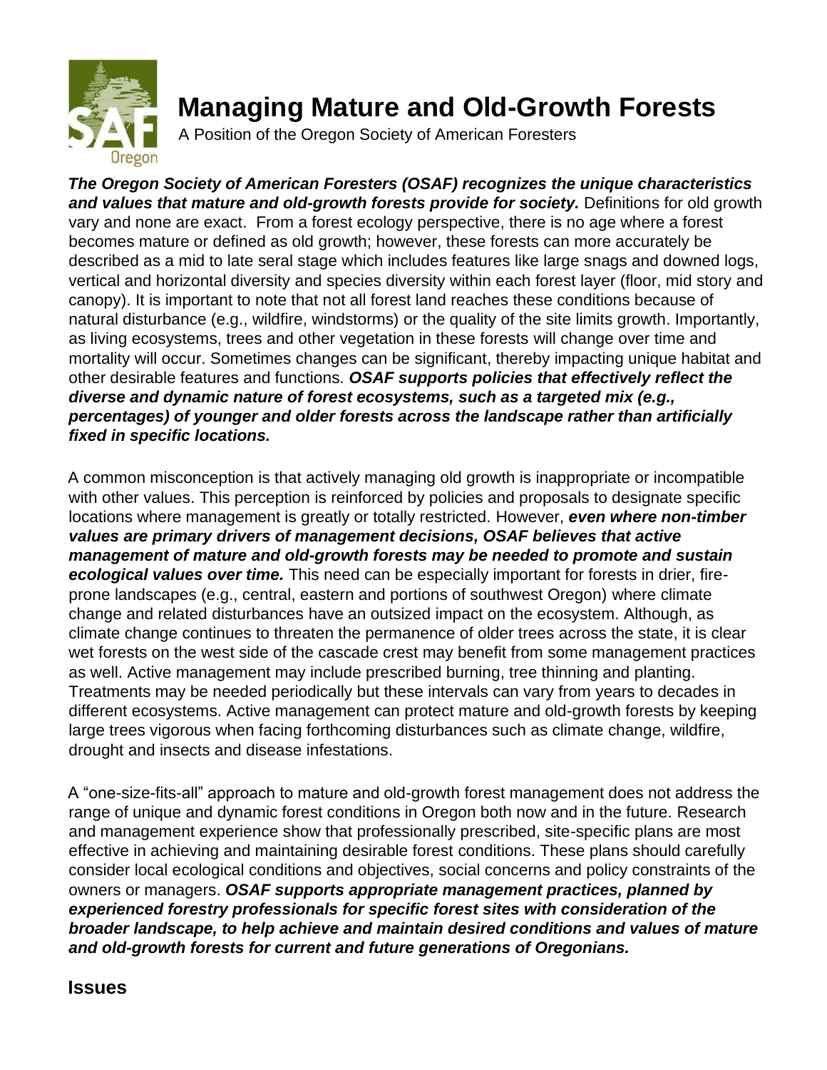# Managing Mature and Old-Growth Forests

A Position of the Oregon Society of American Foresters

***The Oregon Society of American Foresters (OSAF) recognizes the unique characteristics and values that mature and old-growth forests provide for society.*** Definitions for old growth vary and none are exact. From a forest ecology perspective, there is no age where a forest becomes mature or defined as old growth; however, these forests can more accurately be described as a mid to late seral stage which includes features like large snags and downed logs, vertical and horizontal diversity and species diversity within each forest layer (floor, mid story and canopy). It is important to note that not all forest land reaches these conditions because of natural disturbance (e.g., wildfire, windstorms) or the quality of the site limits growth. Importantly, as living ecosystems, trees and other vegetation in these forests will change over time and mortality will occur. Sometimes changes can be significant, thereby impacting unique habitat and other desirable features and functions. ***OSAF supports policies that effectively reflect the diverse and dynamic nature of forest ecosystems, such as a targeted mix (e.g., percentages) of younger and older forests across the landscape rather than artificially fixed in specific locations.***

A common misconception is that actively managing old growth is inappropriate or incompatible with other values. This perception is reinforced by policies and proposals to designate specific locations where management is greatly or totally restricted. However, ***even where non-timber values are primary drivers of management decisions, OSAF believes that active management of mature and old-growth forests may be needed to promote and sustain ecological values over time.*** This need can be especially important for forests in drier, fire-prone landscapes (e.g., central, eastern and portions of southwest Oregon) where climate change and related disturbances have an outsized impact on the ecosystem. Although, as climate change continues to threaten the permanence of older trees across the state, it is clear wet forests on the west side of the cascade crest may benefit from some management practices as well. Active management may include prescribed burning, tree thinning and planting. Treatments may be needed periodically but these intervals can vary from years to decades in different ecosystems. Active management can protect mature and old-growth forests by keeping large trees vigorous when facing forthcoming disturbances such as climate change, wildfire, drought and insects and disease infestations.

A "one-size-fits-all" approach to mature and old-growth forest management does not address the range of unique and dynamic forest conditions in Oregon both now and in the future. Research and management experience show that professionally prescribed, site-specific plans are most effective in achieving and maintaining desirable forest conditions. These plans should carefully consider local ecological conditions and objectives, social concerns and policy constraints of the owners or managers. ***OSAF supports appropriate management practices, planned by experienced forestry professionals for specific forest sites with consideration of the broader landscape, to help achieve and maintain desired conditions and values of mature and old-growth forests for current and future generations of Oregonians.***

## Issues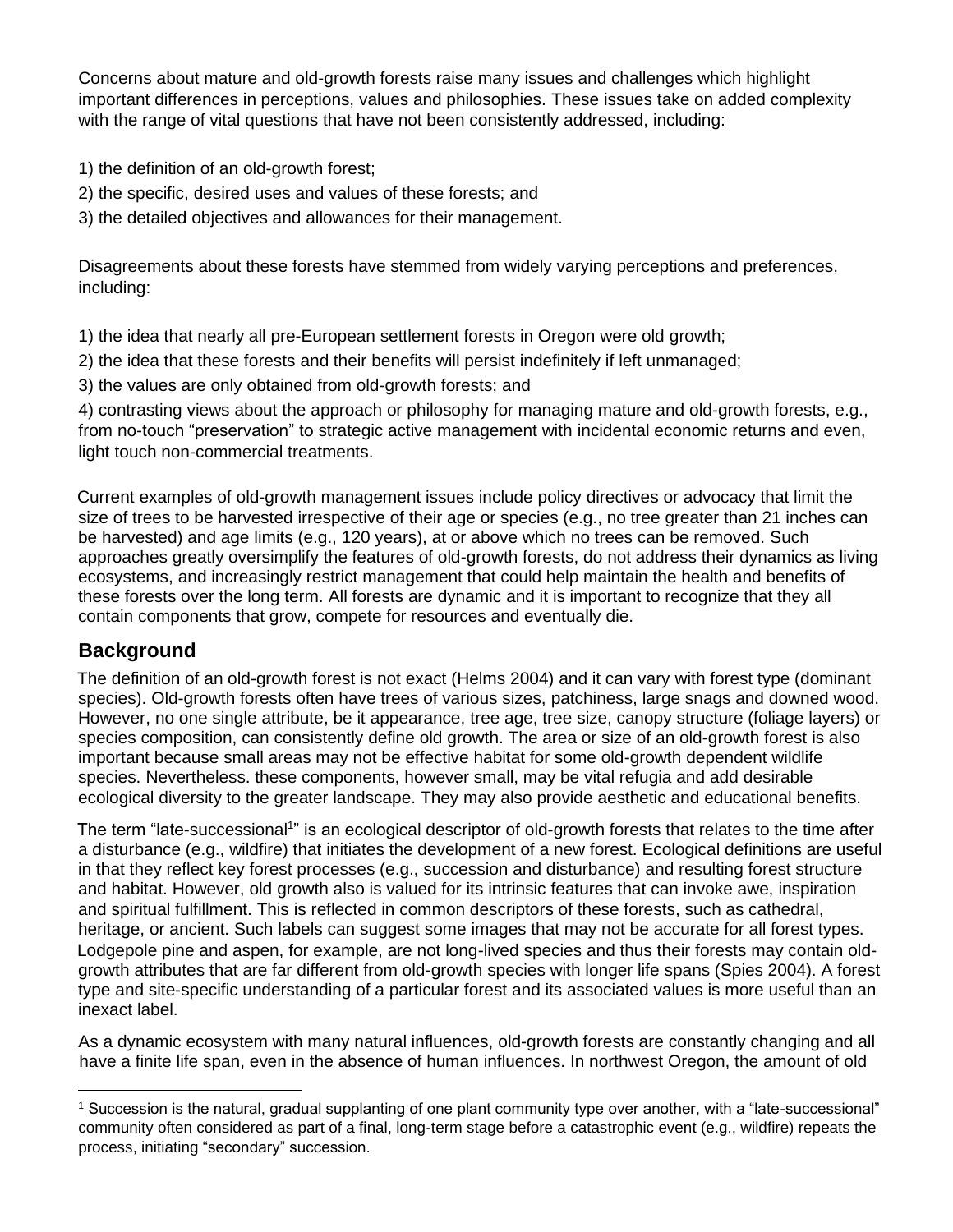Concerns about mature and old-growth forests raise many issues and challenges which highlight important differences in perceptions, values and philosophies. These issues take on added complexity with the range of vital questions that have not been consistently addressed, including:

1) the definition of an old-growth forest;
2) the specific, desired uses and values of these forests; and
3) the detailed objectives and allowances for their management.

Disagreements about these forests have stemmed from widely varying perceptions and preferences, including:

1) the idea that nearly all pre-European settlement forests in Oregon were old growth;
2) the idea that these forests and their benefits will persist indefinitely if left unmanaged;
3) the values are only obtained from old-growth forests; and
4) contrasting views about the approach or philosophy for managing mature and old-growth forests, e.g., from no-touch "preservation" to strategic active management with incidental economic returns and even, light touch non-commercial treatments.

Current examples of old-growth management issues include policy directives or advocacy that limit the size of trees to be harvested irrespective of their age or species (e.g., no tree greater than 21 inches can be harvested) and age limits (e.g., 120 years), at or above which no trees can be removed. Such approaches greatly oversimplify the features of old-growth forests, do not address their dynamics as living ecosystems, and increasingly restrict management that could help maintain the health and benefits of these forests over the long term. All forests are dynamic and it is important to recognize that they all contain components that grow, compete for resources and eventually die.

## Background

The definition of an old-growth forest is not exact (Helms 2004) and it can vary with forest type (dominant species). Old-growth forests often have trees of various sizes, patchiness, large snags and downed wood. However, no one single attribute, be it appearance, tree age, tree size, canopy structure (foliage layers) or species composition, can consistently define old growth. The area or size of an old-growth forest is also important because small areas may not be effective habitat for some old-growth dependent wildlife species. Nevertheless. these components, however small, may be vital refugia and add desirable ecological diversity to the greater landscape. They may also provide aesthetic and educational benefits.

The term "late-successional[1]" is an ecological descriptor of old-growth forests that relates to the time after a disturbance (e.g., wildfire) that initiates the development of a new forest. Ecological definitions are useful in that they reflect key forest processes (e.g., succession and disturbance) and resulting forest structure and habitat. However, old growth also is valued for its intrinsic features that can invoke awe, inspiration and spiritual fulfillment. This is reflected in common descriptors of these forests, such as cathedral, heritage, or ancient. Such labels can suggest some images that may not be accurate for all forest types. Lodgepole pine and aspen, for example, are not long-lived species and thus their forests may contain old-growth attributes that are far different from old-growth species with longer life spans (Spies 2004). A forest type and site-specific understanding of a particular forest and its associated values is more useful than an inexact label.

As a dynamic ecosystem with many natural influences, old-growth forests are constantly changing and all have a finite life span, even in the absence of human influences. In northwest Oregon, the amount of old

[1] Succession is the natural, gradual supplanting of one plant community type over another, with a "late-successional" community often considered as part of a final, long-term stage before a catastrophic event (e.g., wildfire) repeats the process, initiating "secondary" succession.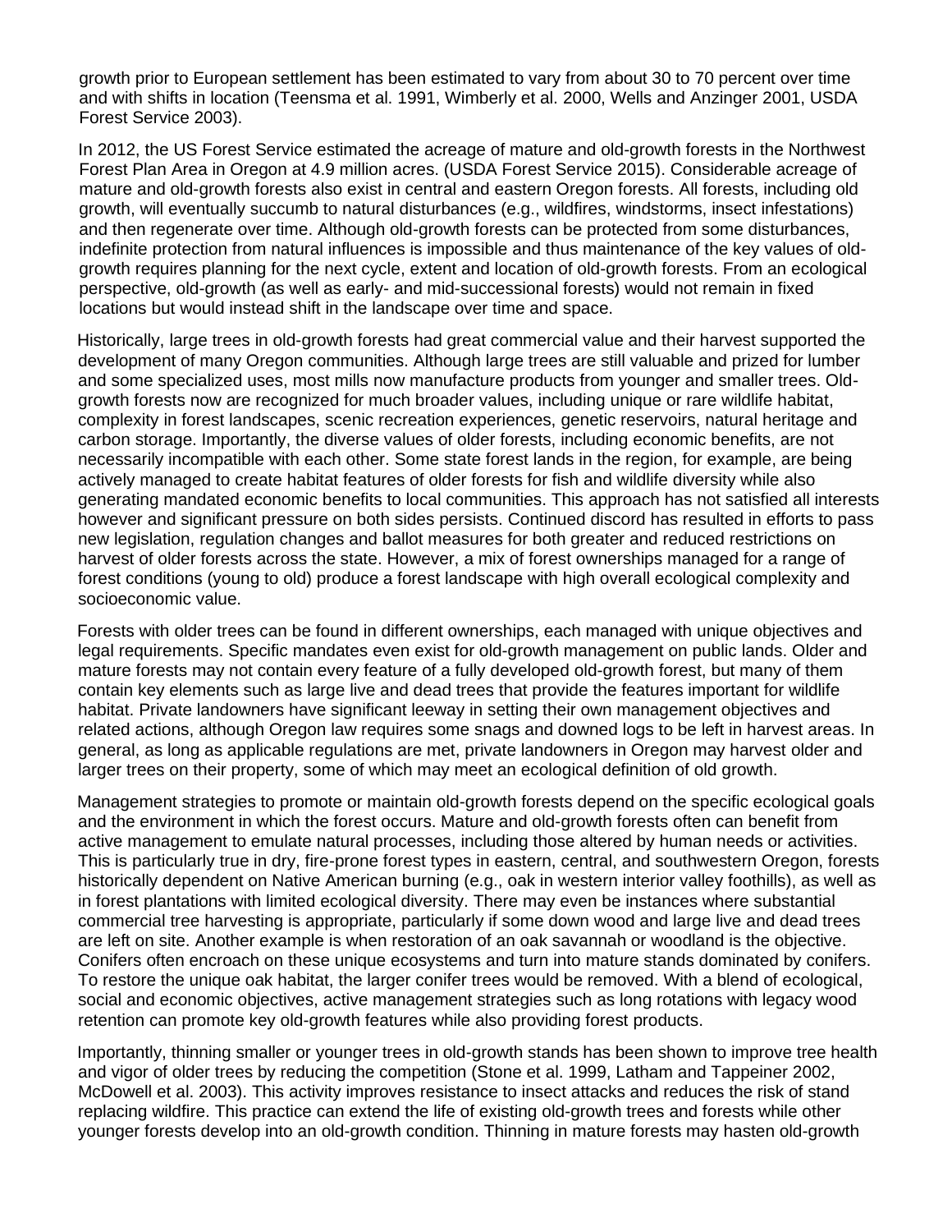growth prior to European settlement has been estimated to vary from about 30 to 70 percent over time and with shifts in location (Teensma et al. 1991, Wimberly et al. 2000, Wells and Anzinger 2001, USDA Forest Service 2003).

In 2012, the US Forest Service estimated the acreage of mature and old-growth forests in the Northwest Forest Plan Area in Oregon at 4.9 million acres. (USDA Forest Service 2015). Considerable acreage of mature and old-growth forests also exist in central and eastern Oregon forests. All forests, including old growth, will eventually succumb to natural disturbances (e.g., wildfires, windstorms, insect infestations) and then regenerate over time. Although old-growth forests can be protected from some disturbances, indefinite protection from natural influences is impossible and thus maintenance of the key values of old-growth requires planning for the next cycle, extent and location of old-growth forests. From an ecological perspective, old-growth (as well as early- and mid-successional forests) would not remain in fixed locations but would instead shift in the landscape over time and space.

Historically, large trees in old-growth forests had great commercial value and their harvest supported the development of many Oregon communities. Although large trees are still valuable and prized for lumber and some specialized uses, most mills now manufacture products from younger and smaller trees. Old-growth forests now are recognized for much broader values, including unique or rare wildlife habitat, complexity in forest landscapes, scenic recreation experiences, genetic reservoirs, natural heritage and carbon storage. Importantly, the diverse values of older forests, including economic benefits, are not necessarily incompatible with each other. Some state forest lands in the region, for example, are being actively managed to create habitat features of older forests for fish and wildlife diversity while also generating mandated economic benefits to local communities. This approach has not satisfied all interests however and significant pressure on both sides persists. Continued discord has resulted in efforts to pass new legislation, regulation changes and ballot measures for both greater and reduced restrictions on harvest of older forests across the state. However, a mix of forest ownerships managed for a range of forest conditions (young to old) produce a forest landscape with high overall ecological complexity and socioeconomic value.

Forests with older trees can be found in different ownerships, each managed with unique objectives and legal requirements. Specific mandates even exist for old-growth management on public lands. Older and mature forests may not contain every feature of a fully developed old-growth forest, but many of them contain key elements such as large live and dead trees that provide the features important for wildlife habitat. Private landowners have significant leeway in setting their own management objectives and related actions, although Oregon law requires some snags and downed logs to be left in harvest areas. In general, as long as applicable regulations are met, private landowners in Oregon may harvest older and larger trees on their property, some of which may meet an ecological definition of old growth.

Management strategies to promote or maintain old-growth forests depend on the specific ecological goals and the environment in which the forest occurs. Mature and old-growth forests often can benefit from active management to emulate natural processes, including those altered by human needs or activities. This is particularly true in dry, fire-prone forest types in eastern, central, and southwestern Oregon, forests historically dependent on Native American burning (e.g., oak in western interior valley foothills), as well as in forest plantations with limited ecological diversity. There may even be instances where substantial commercial tree harvesting is appropriate, particularly if some down wood and large live and dead trees are left on site. Another example is when restoration of an oak savannah or woodland is the objective. Conifers often encroach on these unique ecosystems and turn into mature stands dominated by conifers. To restore the unique oak habitat, the larger conifer trees would be removed. With a blend of ecological, social and economic objectives, active management strategies such as long rotations with legacy wood retention can promote key old-growth features while also providing forest products.

Importantly, thinning smaller or younger trees in old-growth stands has been shown to improve tree health and vigor of older trees by reducing the competition (Stone et al. 1999, Latham and Tappeiner 2002, McDowell et al. 2003). This activity improves resistance to insect attacks and reduces the risk of stand replacing wildfire. This practice can extend the life of existing old-growth trees and forests while other younger forests develop into an old-growth condition. Thinning in mature forests may hasten old-growth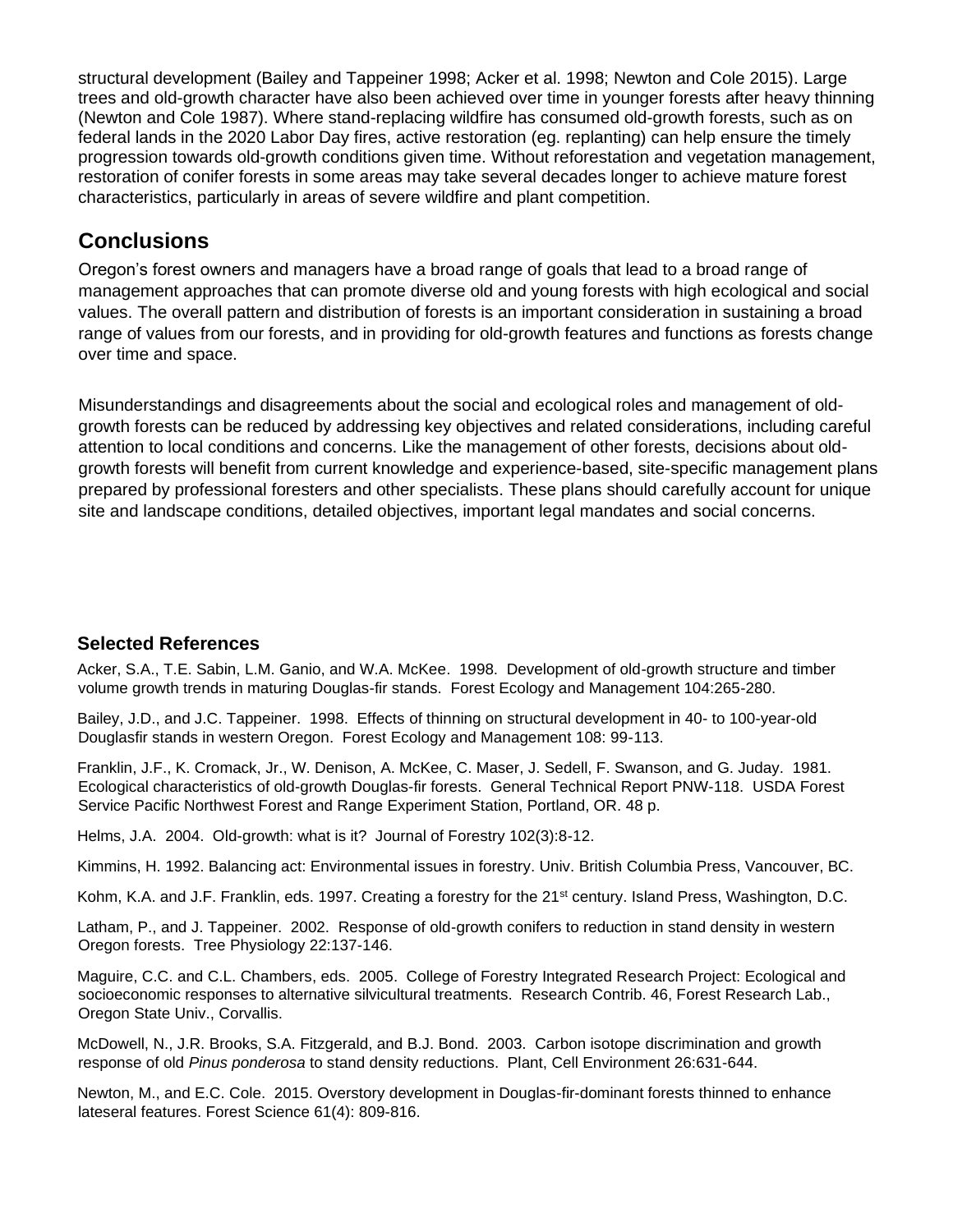structural development (Bailey and Tappeiner 1998; Acker et al. 1998; Newton and Cole 2015). Large trees and old-growth character have also been achieved over time in younger forests after heavy thinning (Newton and Cole 1987). Where stand-replacing wildfire has consumed old-growth forests, such as on federal lands in the 2020 Labor Day fires, active restoration (eg. replanting) can help ensure the timely progression towards old-growth conditions given time. Without reforestation and vegetation management, restoration of conifer forests in some areas may take several decades longer to achieve mature forest characteristics, particularly in areas of severe wildfire and plant competition.

## Conclusions

Oregon's forest owners and managers have a broad range of goals that lead to a broad range of management approaches that can promote diverse old and young forests with high ecological and social values. The overall pattern and distribution of forests is an important consideration in sustaining a broad range of values from our forests, and in providing for old-growth features and functions as forests change over time and space.

Misunderstandings and disagreements about the social and ecological roles and management of old-growth forests can be reduced by addressing key objectives and related considerations, including careful attention to local conditions and concerns. Like the management of other forests, decisions about old-growth forests will benefit from current knowledge and experience-based, site-specific management plans prepared by professional foresters and other specialists. These plans should carefully account for unique site and landscape conditions, detailed objectives, important legal mandates and social concerns.

### Selected References

Acker, S.A., T.E. Sabin, L.M. Ganio, and W.A. McKee. 1998. Development of old-growth structure and timber volume growth trends in maturing Douglas-fir stands. Forest Ecology and Management 104:265-280.

Bailey, J.D., and J.C. Tappeiner. 1998. Effects of thinning on structural development in 40- to 100-year-old Douglasfir stands in western Oregon. Forest Ecology and Management 108: 99-113.

Franklin, J.F., K. Cromack, Jr., W. Denison, A. McKee, C. Maser, J. Sedell, F. Swanson, and G. Juday. 1981. Ecological characteristics of old-growth Douglas-fir forests. General Technical Report PNW-118. USDA Forest Service Pacific Northwest Forest and Range Experiment Station, Portland, OR. 48 p.

Helms, J.A. 2004. Old-growth: what is it? Journal of Forestry 102(3):8-12.

Kimmins, H. 1992. Balancing act: Environmental issues in forestry. Univ. British Columbia Press, Vancouver, BC.

Kohm, K.A. and J.F. Franklin, eds. 1997. Creating a forestry for the 21st century. Island Press, Washington, D.C.

Latham, P., and J. Tappeiner. 2002. Response of old-growth conifers to reduction in stand density in western Oregon forests. Tree Physiology 22:137-146.

Maguire, C.C. and C.L. Chambers, eds. 2005. College of Forestry Integrated Research Project: Ecological and socioeconomic responses to alternative silvicultural treatments. Research Contrib. 46, Forest Research Lab., Oregon State Univ., Corvallis.

McDowell, N., J.R. Brooks, S.A. Fitzgerald, and B.J. Bond. 2003. Carbon isotope discrimination and growth response of old *Pinus ponderosa* to stand density reductions. Plant, Cell Environment 26:631-644.

Newton, M., and E.C. Cole. 2015. Overstory development in Douglas-fir-dominant forests thinned to enhance lateseral features. Forest Science 61(4): 809-816.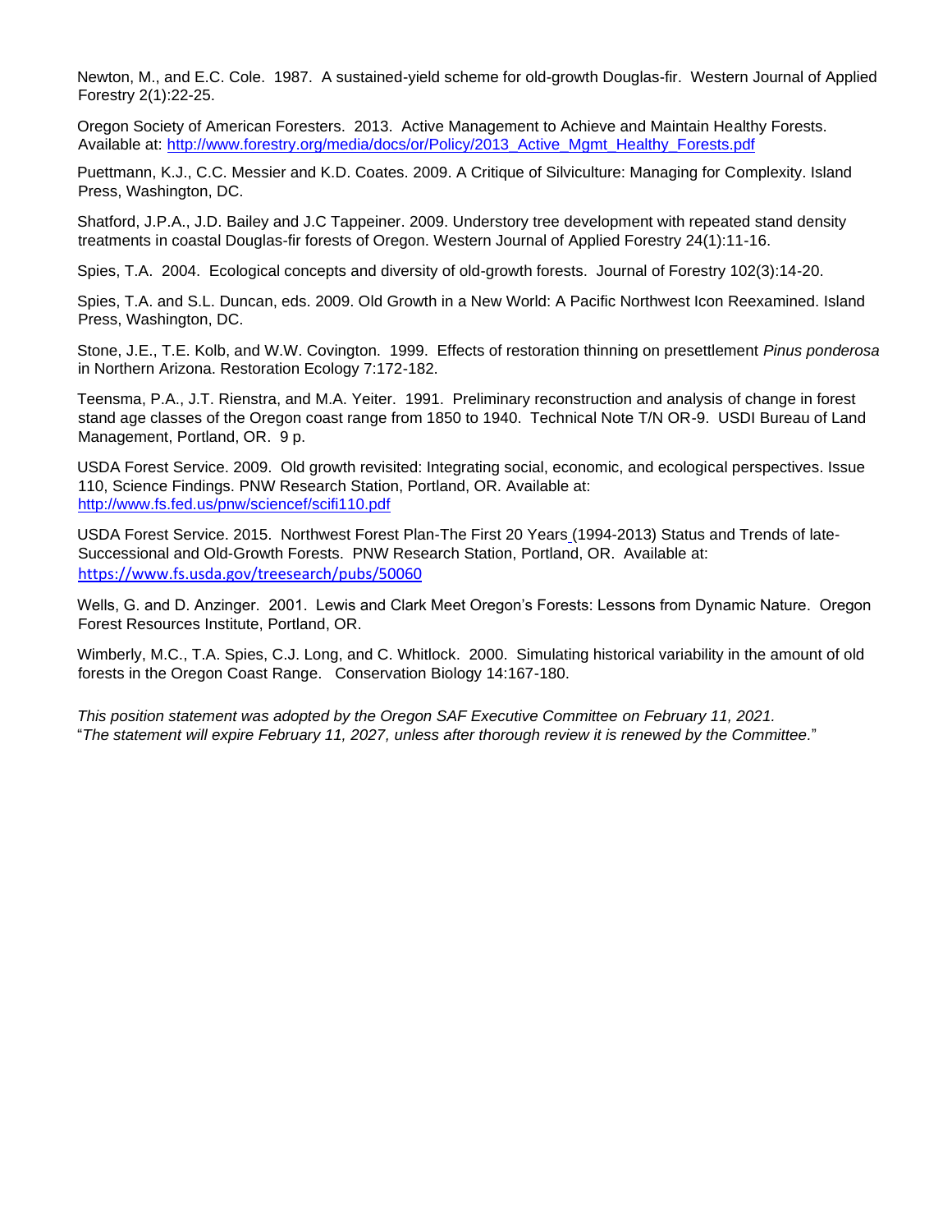Newton, M., and E.C. Cole. 1987. A sustained-yield scheme for old-growth Douglas-fir. Western Journal of Applied Forestry 2(1):22-25.

Oregon Society of American Foresters. 2013. Active Management to Achieve and Maintain Healthy Forests. Available at: http://www.forestry.org/media/docs/or/Policy/2013_Active_Mgmt_Healthy_Forests.pdf

Puettmann, K.J., C.C. Messier and K.D. Coates. 2009. A Critique of Silviculture: Managing for Complexity. Island Press, Washington, DC.

Shatford, J.P.A., J.D. Bailey and J.C Tappeiner. 2009. Understory tree development with repeated stand density treatments in coastal Douglas-fir forests of Oregon. Western Journal of Applied Forestry 24(1):11-16.

Spies, T.A. 2004. Ecological concepts and diversity of old-growth forests. Journal of Forestry 102(3):14-20.

Spies, T.A. and S.L. Duncan, eds. 2009. Old Growth in a New World: A Pacific Northwest Icon Reexamined. Island Press, Washington, DC.

Stone, J.E., T.E. Kolb, and W.W. Covington. 1999. Effects of restoration thinning on presettlement *Pinus ponderosa* in Northern Arizona. Restoration Ecology 7:172-182.

Teensma, P.A., J.T. Rienstra, and M.A. Yeiter. 1991. Preliminary reconstruction and analysis of change in forest stand age classes of the Oregon coast range from 1850 to 1940. Technical Note T/N OR-9. USDI Bureau of Land Management, Portland, OR. 9 p.

USDA Forest Service. 2009. Old growth revisited: Integrating social, economic, and ecological perspectives. Issue 110, Science Findings. PNW Research Station, Portland, OR. Available at: http://www.fs.fed.us/pnw/sciencef/scifi110.pdf

USDA Forest Service. 2015. Northwest Forest Plan-The First 20 Years (1994-2013) Status and Trends of late-Successional and Old-Growth Forests. PNW Research Station, Portland, OR. Available at: https://www.fs.usda.gov/treesearch/pubs/50060

Wells, G. and D. Anzinger. 2001. Lewis and Clark Meet Oregon's Forests: Lessons from Dynamic Nature. Oregon Forest Resources Institute, Portland, OR.

Wimberly, M.C., T.A. Spies, C.J. Long, and C. Whitlock. 2000. Simulating historical variability in the amount of old forests in the Oregon Coast Range. Conservation Biology 14:167-180.

*This position statement was adopted by the Oregon SAF Executive Committee on February 11, 2021.*
"*The statement will expire February 11, 2027, unless after thorough review it is renewed by the Committee.*"